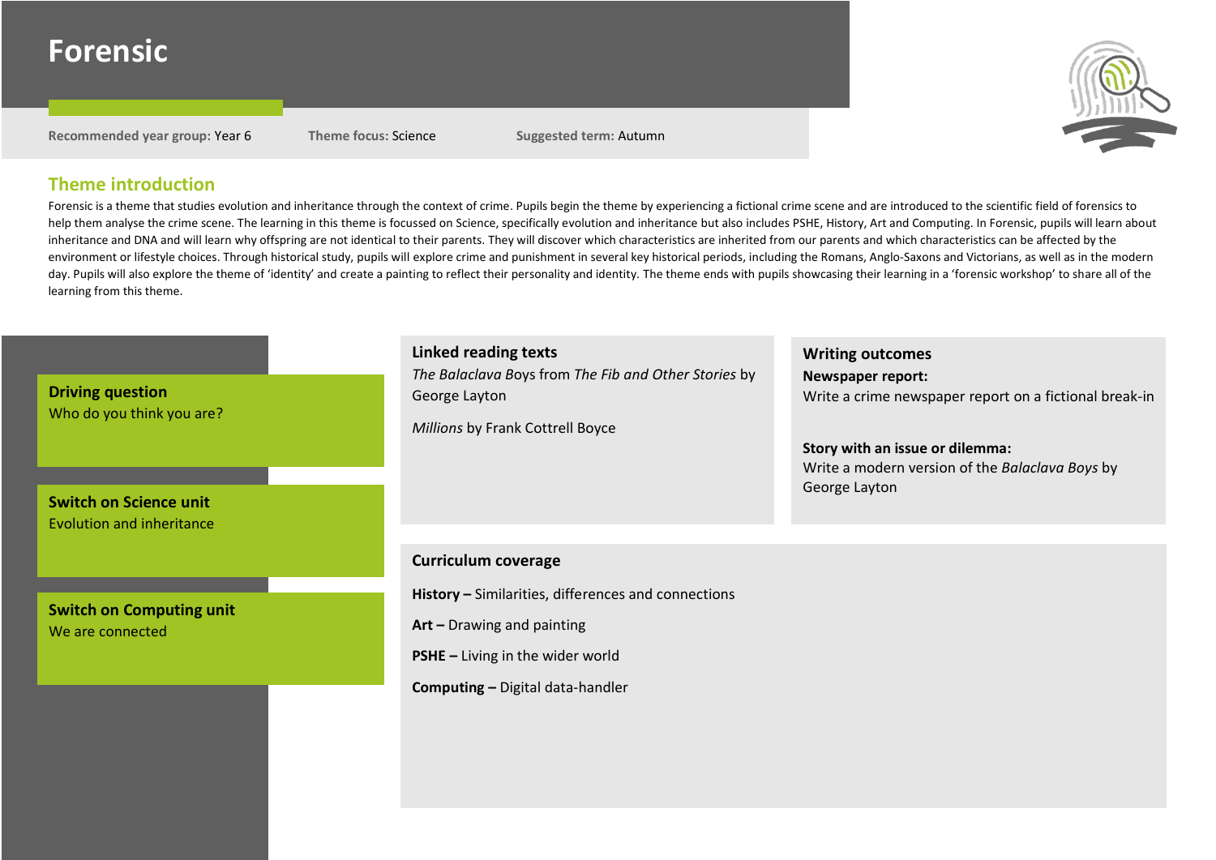# Forensic

**Recommended year group:** Year 6 **Theme focus:** Science **Suggested term:** Autumn

## Theme introduction

Forensic is a theme that studies evolution and inheritance through the context of crime. Pupils begin the theme by experiencing a fictional crime scene and are introduced to the scientific field of forensics to help them analyse the crime scene. The learning in this theme is focussed on Science, specifically evolution and inheritance but also includes PSHE, History, Art and Computing. In Forensic, pupils will learn about inheritance and DNA and will learn why offspring are not identical to their parents. They will discover which characteristics are inherited from our parents and which characteristics can be affected by the environment or lifestyle choices. Through historical study, pupils will explore crime and punishment in several key historical periods, including the Romans, Anglo-Saxons and Victorians, as well as in the modern day. Pupils will also explore the theme of 'identity' and create a painting to reflect their personality and identity. The theme ends with pupils showcasing their learning in a 'forensic workshop' to share all of the learning from this theme.

### Driving question

Who do you think you are?

### Switch on Science unit

Evolution and inheritance

### Switch on Computing unit

We are connected

### Linked reading texts

*The Balaclava* Boys from *The Fib and Other Stories* by George Layton

*Millions* by Frank Cottrell Boyce

### Writing outcomes

**Newspaper report:**
Write a crime newspaper report on a fictional break-in

**Story with an issue or dilemma:**
Write a modern version of the *Balaclava Boys* by George Layton

### Curriculum coverage

**History –** Similarities, differences and connections

**Art –** Drawing and painting

**PSHE –** Living in the wider world

**Computing –** Digital data-handler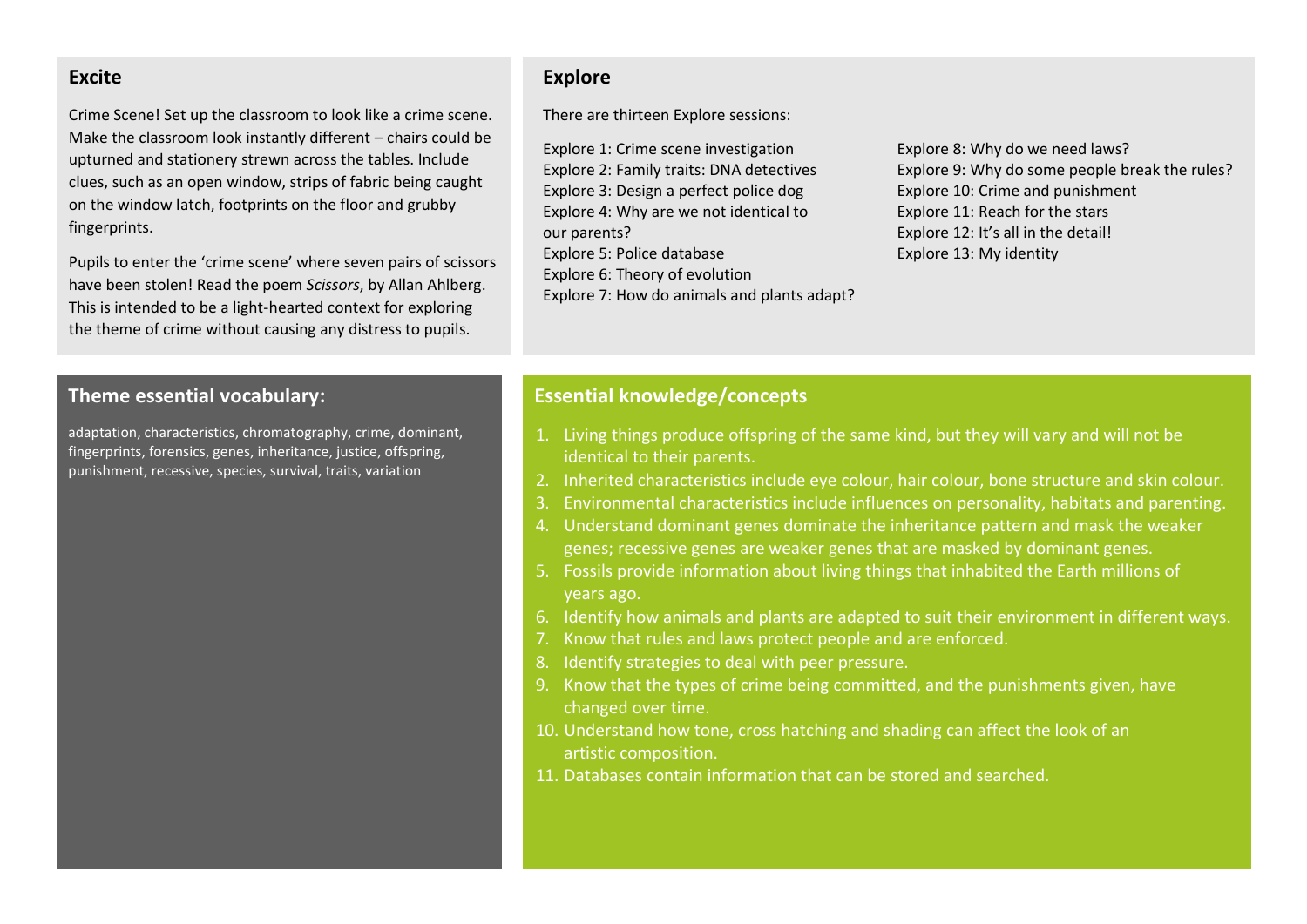## Excite

Crime Scene! Set up the classroom to look like a crime scene. Make the classroom look instantly different – chairs could be upturned and stationery strewn across the tables. Include clues, such as an open window, strips of fabric being caught on the window latch, footprints on the floor and grubby fingerprints.

Pupils to enter the 'crime scene' where seven pairs of scissors have been stolen! Read the poem *Scissors*, by Allan Ahlberg. This is intended to be a light-hearted context for exploring the theme of crime without causing any distress to pupils.

## Explore

There are thirteen Explore sessions:

Explore 1: Crime scene investigation
Explore 2: Family traits: DNA detectives
Explore 3: Design a perfect police dog
Explore 4: Why are we not identical to our parents?
Explore 5: Police database
Explore 6: Theory of evolution
Explore 7: How do animals and plants adapt?
Explore 8: Why do we need laws?
Explore 9: Why do some people break the rules?
Explore 10: Crime and punishment
Explore 11: Reach for the stars
Explore 12: It's all in the detail!
Explore 13: My identity

## Theme essential vocabulary:

adaptation, characteristics, chromatography, crime, dominant, fingerprints, forensics, genes, inheritance, justice, offspring, punishment, recessive, species, survival, traits, variation

## Essential knowledge/concepts

1. Living things produce offspring of the same kind, but they will vary and will not be identical to their parents.
2. Inherited characteristics include eye colour, hair colour, bone structure and skin colour.
3. Environmental characteristics include influences on personality, habitats and parenting.
4. Understand dominant genes dominate the inheritance pattern and mask the weaker genes; recessive genes are weaker genes that are masked by dominant genes.
5. Fossils provide information about living things that inhabited the Earth millions of years ago.
6. Identify how animals and plants are adapted to suit their environment in different ways.
7. Know that rules and laws protect people and are enforced.
8. Identify strategies to deal with peer pressure.
9. Know that the types of crime being committed, and the punishments given, have changed over time.
10. Understand how tone, cross hatching and shading can affect the look of an artistic composition.
11. Databases contain information that can be stored and searched.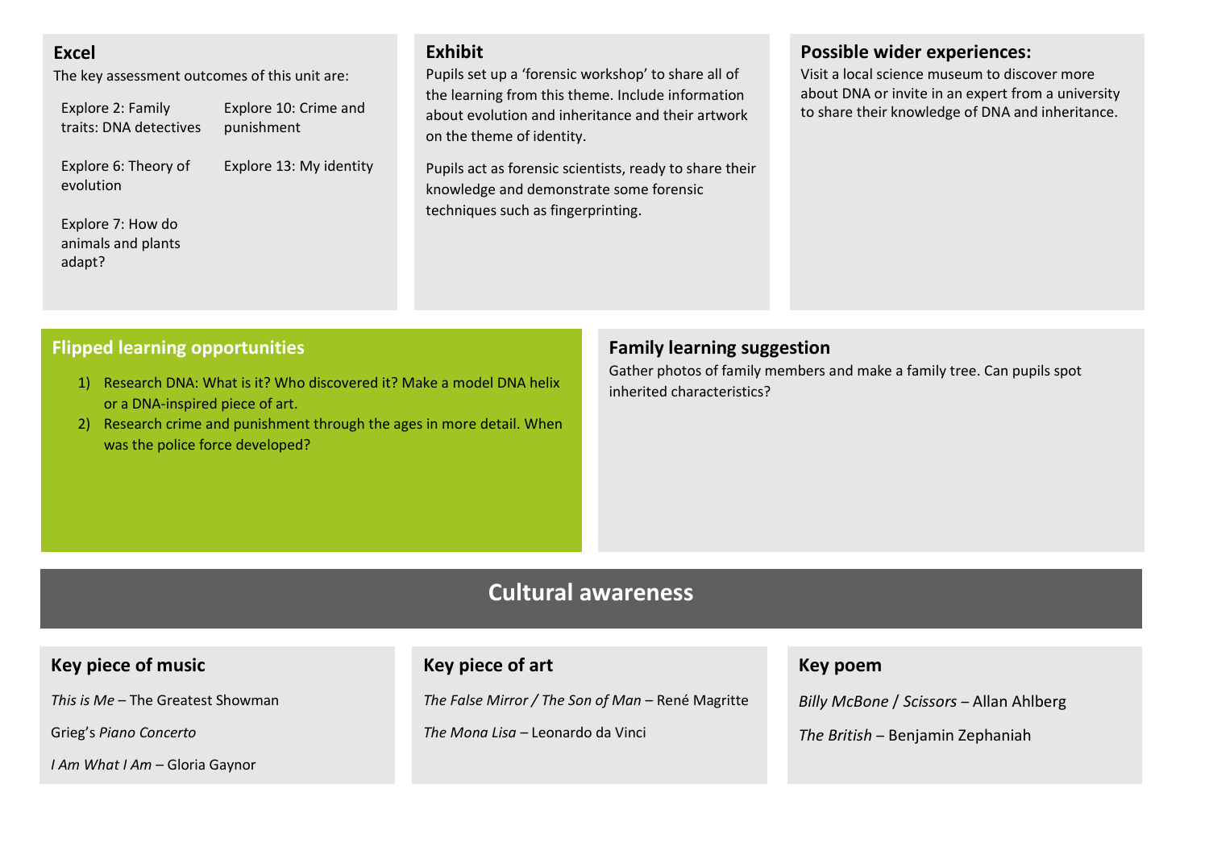## Excel

The key assessment outcomes of this unit are:

- Explore 2: Family traits: DNA detectives
- Explore 6: Theory of evolution
- Explore 7: How do animals and plants adapt?
- Explore 10: Crime and punishment
- Explore 13: My identity

## Exhibit

Pupils set up a 'forensic workshop' to share all of the learning from this theme. Include information about evolution and inheritance and their artwork on the theme of identity.

Pupils act as forensic scientists, ready to share their knowledge and demonstrate some forensic techniques such as fingerprinting.

## Possible wider experiences:

Visit a local science museum to discover more about DNA or invite in an expert from a university to share their knowledge of DNA and inheritance.

## Flipped learning opportunities

1) Research DNA: What is it? Who discovered it? Make a model DNA helix or a DNA-inspired piece of art.
2) Research crime and punishment through the ages in more detail. When was the police force developed?

## Family learning suggestion

Gather photos of family members and make a family tree. Can pupils spot inherited characteristics?

# Cultural awareness

## Key piece of music

*This is Me* – The Greatest Showman

Grieg's *Piano Concerto*

*I Am What I Am* – Gloria Gaynor

## Key piece of art

*The False Mirror / The Son of Man* – René Magritte

*The Mona Lisa* – Leonardo da Vinci

## Key poem

*Billy McBone* / *Scissors* – Allan Ahlberg

*The British* – Benjamin Zephaniah